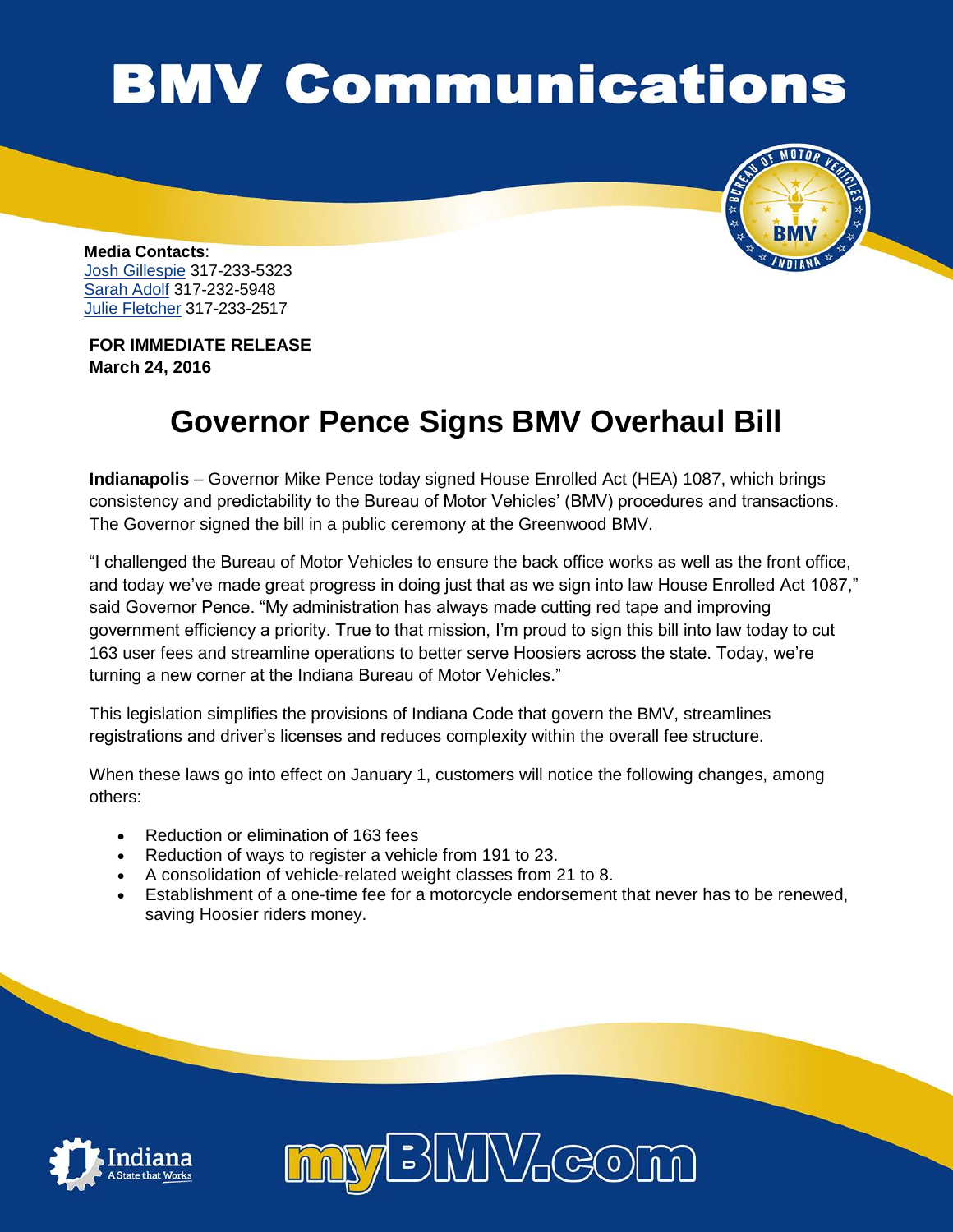# BMV Communications

**Media Contacts**:
Josh Gillespie 317-233-5323
Sarah Adolf 317-232-5948
Julie Fletcher 317-233-2517

**FOR IMMEDIATE RELEASE**
**March 24, 2016**

## Governor Pence Signs BMV Overhaul Bill

**Indianapolis** – Governor Mike Pence today signed House Enrolled Act (HEA) 1087, which brings consistency and predictability to the Bureau of Motor Vehicles' (BMV) procedures and transactions. The Governor signed the bill in a public ceremony at the Greenwood BMV.

"I challenged the Bureau of Motor Vehicles to ensure the back office works as well as the front office, and today we've made great progress in doing just that as we sign into law House Enrolled Act 1087," said Governor Pence. "My administration has always made cutting red tape and improving government efficiency a priority. True to that mission, I'm proud to sign this bill into law today to cut 163 user fees and streamline operations to better serve Hoosiers across the state. Today, we're turning a new corner at the Indiana Bureau of Motor Vehicles."

This legislation simplifies the provisions of Indiana Code that govern the BMV, streamlines registrations and driver's licenses and reduces complexity within the overall fee structure.

When these laws go into effect on January 1, customers will notice the following changes, among others:

- Reduction or elimination of 163 fees
- Reduction of ways to register a vehicle from 191 to 23.
- A consolidation of vehicle-related weight classes from 21 to 8.
- Establishment of a one-time fee for a motorcycle endorsement that never has to be renewed, saving Hoosier riders money.

Indiana A State that Works

myBMV.com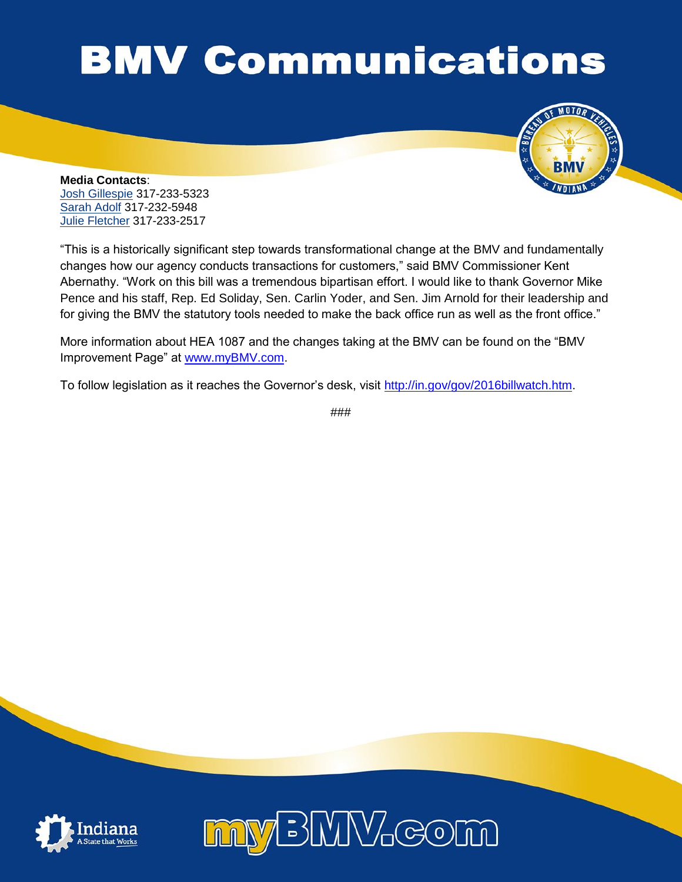# BMV Communications

**Media Contacts**:
Josh Gillespie 317-233-5323
Sarah Adolf 317-232-5948
Julie Fletcher 317-233-2517

"This is a historically significant step towards transformational change at the BMV and fundamentally changes how our agency conducts transactions for customers," said BMV Commissioner Kent Abernathy. "Work on this bill was a tremendous bipartisan effort. I would like to thank Governor Mike Pence and his staff, Rep. Ed Soliday, Sen. Carlin Yoder, and Sen. Jim Arnold for their leadership and for giving the BMV the statutory tools needed to make the back office run as well as the front office."

More information about HEA 1087 and the changes taking at the BMV can be found on the "BMV Improvement Page" at www.myBMV.com.

To follow legislation as it reaches the Governor's desk, visit http://in.gov/gov/2016billwatch.htm.

###

Indiana A State that Works

myBMV.com